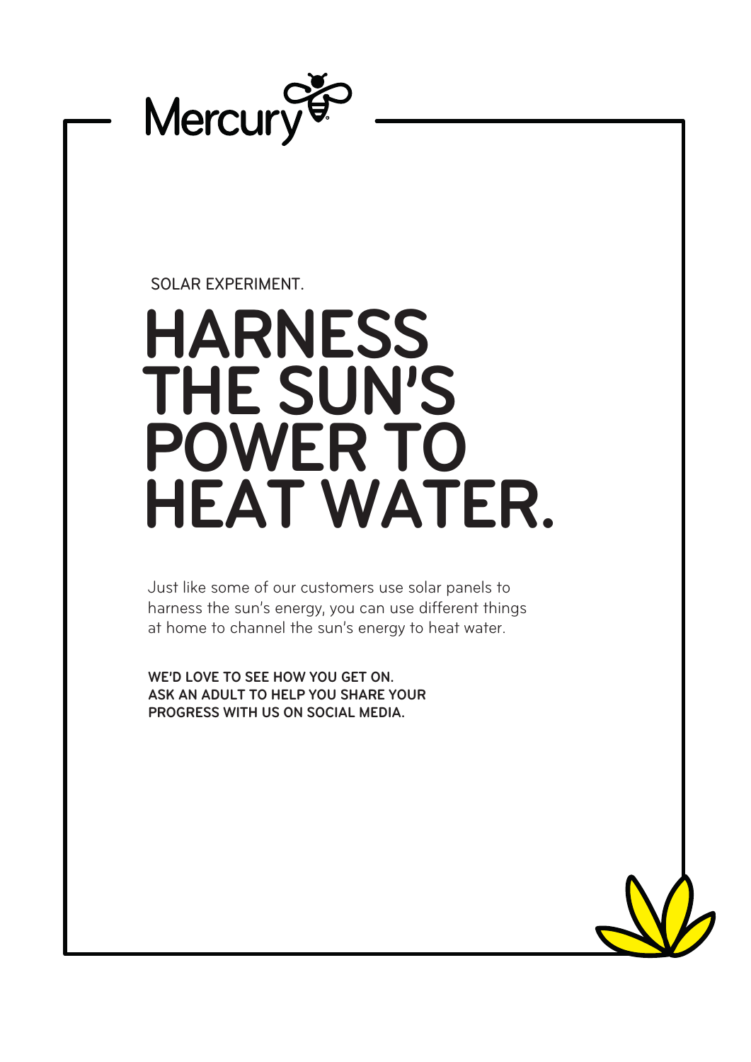Mercury

SOLAR EXPERIMENT.

# HARNESS THE SUN'S POWER TO HEAT WATER.

Just like some of our customers use solar panels to harness the sun's energy, you can use different things at home to channel the sun's energy to heat water.

**WE'D LOVE TO SEE HOW YOU GET ON. ASK AN ADULT TO HELP YOU SHARE YOUR PROGRESS WITH US ON SOCIAL MEDIA.**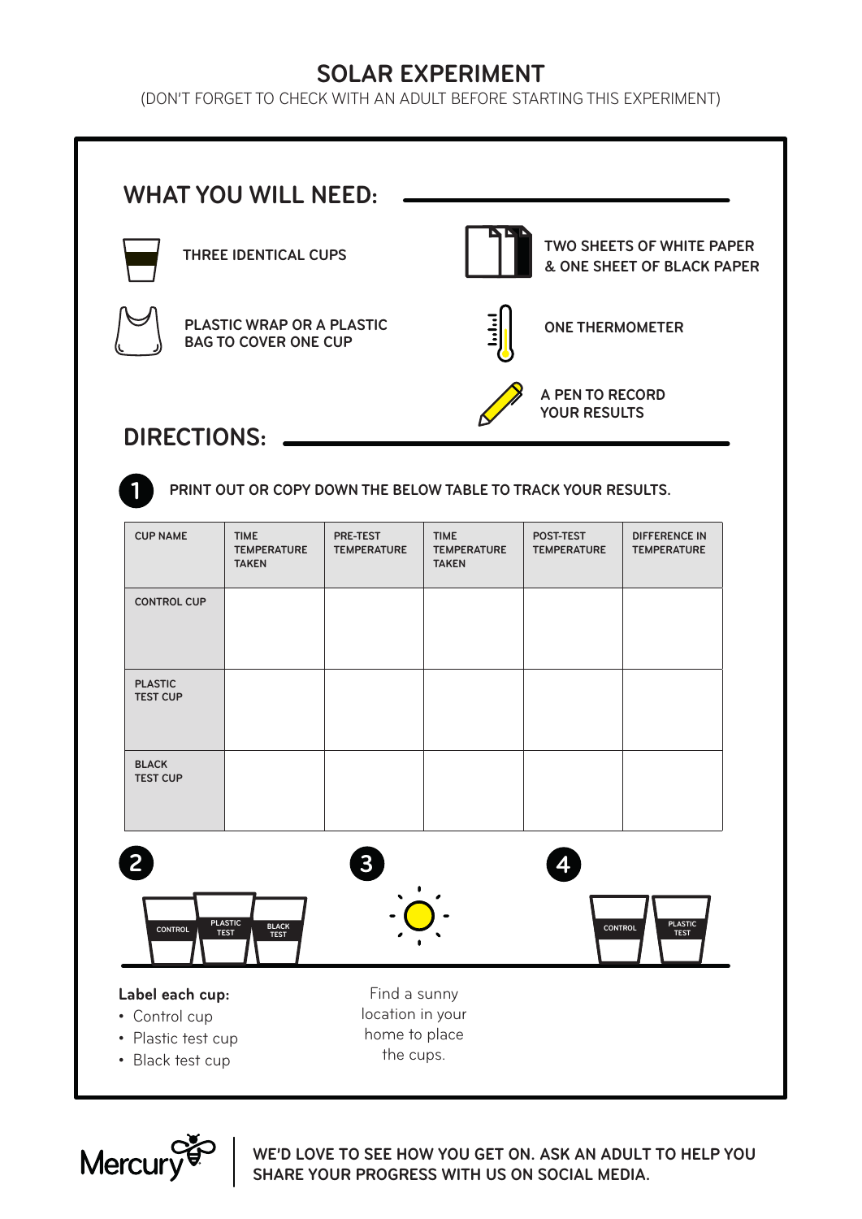# SOLAR EXPERIMENT

(DON'T FORGET TO CHECK WITH AN ADULT BEFORE STARTING THIS EXPERIMENT)

## WHAT YOU WILL NEED:

- THREE IDENTICAL CUPS
- TWO SHEETS OF WHITE PAPER & ONE SHEET OF BLACK PAPER
- PLASTIC WRAP OR A PLASTIC BAG TO COVER ONE CUP
- ONE THERMOMETER
- A PEN TO RECORD YOUR RESULTS

## DIRECTIONS:

**1** PRINT OUT OR COPY DOWN THE BELOW TABLE TO TRACK YOUR RESULTS.

| CUP NAME | TIME TEMPERATURE TAKEN | PRE-TEST TEMPERATURE | TIME TEMPERATURE TAKEN | POST-TEST TEMPERATURE | DIFFERENCE IN TEMPERATURE |
|---|---|---|---|---|---|
| CONTROL CUP | | | | | |
| PLASTIC TEST CUP | | | | | |
| BLACK TEST CUP | | | | | |

**2**

CONTROL
PLASTIC TEST
BLACK TEST

**Label each cup:**

- Control cup
- Plastic test cup
- Black test cup

**3**

Find a sunny location in your home to place the cups.

**4**

CONTROL
PLASTIC TEST

Mercury

WE'D LOVE TO SEE HOW YOU GET ON. ASK AN ADULT TO HELP YOU SHARE YOUR PROGRESS WITH US ON SOCIAL MEDIA.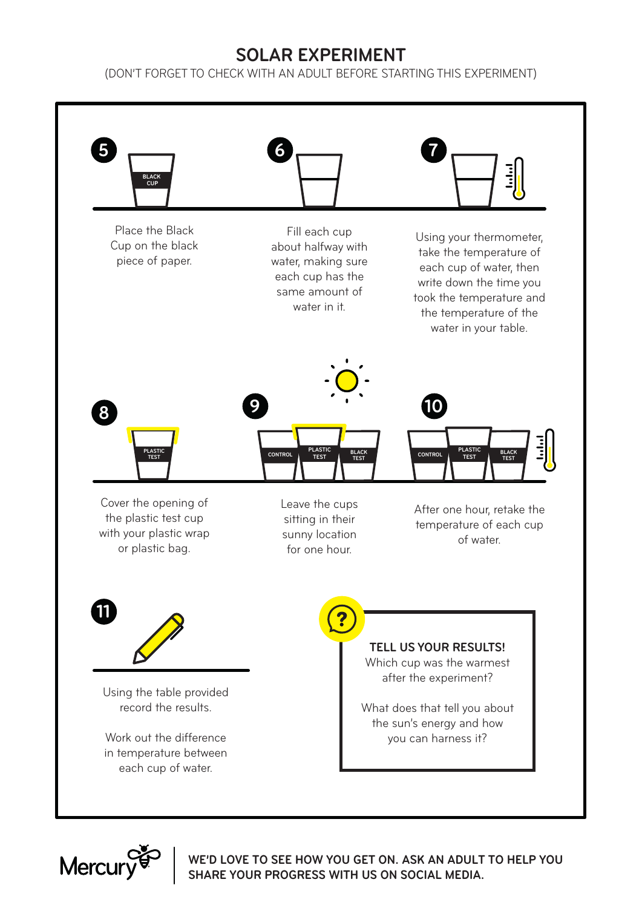# SOLAR EXPERIMENT

(DON'T FORGET TO CHECK WITH AN ADULT BEFORE STARTING THIS EXPERIMENT)

**5** Place the Black Cup on the black piece of paper.

**6** Fill each cup about halfway with water, making sure each cup has the same amount of water in it.

**7** Using your thermometer, take the temperature of each cup of water, then write down the time you took the temperature and the temperature of the water in your table.

**8** Cover the opening of the plastic test cup with your plastic wrap or plastic bag.

**9** Leave the cups sitting in their sunny location for one hour.

**10** After one hour, retake the temperature of each cup of water.

**11** Using the table provided record the results.

Work out the difference in temperature between each cup of water.

**TELL US YOUR RESULTS!**

Which cup was the warmest after the experiment?

What does that tell you about the sun's energy and how you can harness it?

**WE'D LOVE TO SEE HOW YOU GET ON. ASK AN ADULT TO HELP YOU SHARE YOUR PROGRESS WITH US ON SOCIAL MEDIA.**